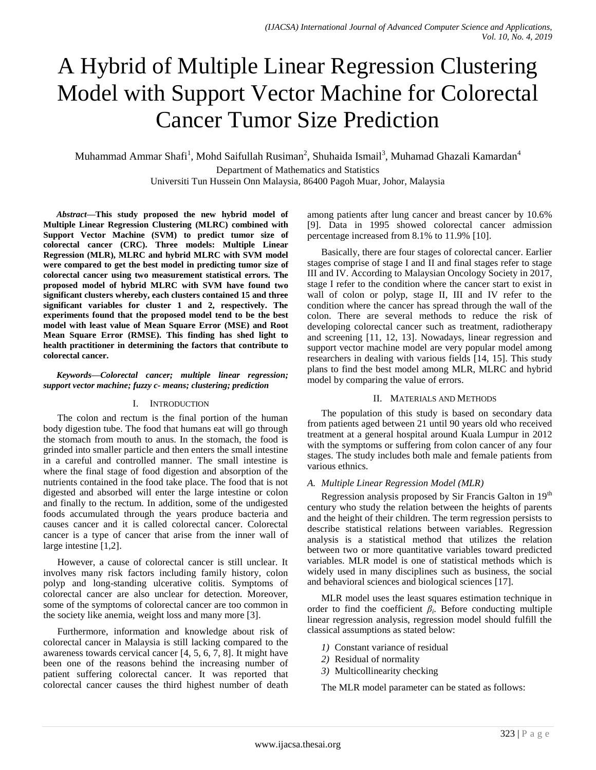# A Hybrid of Multiple Linear Regression Clustering Model with Support Vector Machine for Colorectal Cancer Tumor Size Prediction

Muhammad Ammar Shafi[1], Mohd Saifullah Rusiman[2], Shuhaida Ismail[3], Muhamad Ghazali Kamardan[4]

Department of Mathematics and Statistics
Universiti Tun Hussein Onn Malaysia, 86400 Pagoh Muar, Johor, Malaysia

***Abstract*—This study proposed the new hybrid model of Multiple Linear Regression Clustering (MLRC) combined with Support Vector Machine (SVM) to predict tumor size of colorectal cancer (CRC). Three models: Multiple Linear Regression (MLR), MLRC and hybrid MLRC with SVM model were compared to get the best model in predicting tumor size of colorectal cancer using two measurement statistical errors. The proposed model of hybrid MLRC with SVM have found two significant clusters whereby, each clusters contained 15 and three significant variables for cluster 1 and 2, respectively. The experiments found that the proposed model tend to be the best model with least value of Mean Square Error (MSE) and Root Mean Square Error (RMSE). This finding has shed light to health practitioner in determining the factors that contribute to colorectal cancer.**

***Keywords*—*Colorectal cancer; multiple linear regression; support vector machine; fuzzy c- means; clustering; prediction***

## I. Introduction

The colon and rectum is the final portion of the human body digestion tube. The food that humans eat will go through the stomach from mouth to anus. In the stomach, the food is grinded into smaller particle and then enters the small intestine in a careful and controlled manner. The small intestine is where the final stage of food digestion and absorption of the nutrients contained in the food take place. The food that is not digested and absorbed will enter the large intestine or colon and finally to the rectum. In addition, some of the undigested foods accumulated through the years produce bacteria and causes cancer and it is called colorectal cancer. Colorectal cancer is a type of cancer that arise from the inner wall of large intestine [1,2].

However, a cause of colorectal cancer is still unclear. It involves many risk factors including family history, colon polyp and long-standing ulcerative colitis. Symptoms of colorectal cancer are also unclear for detection. Moreover, some of the symptoms of colorectal cancer are too common in the society like anemia, weight loss and many more [3].

Furthermore, information and knowledge about risk of colorectal cancer in Malaysia is still lacking compared to the awareness towards cervical cancer [4, 5, 6, 7, 8]. It might have been one of the reasons behind the increasing number of patient suffering colorectal cancer. It was reported that colorectal cancer causes the third highest number of death among patients after lung cancer and breast cancer by 10.6% [9]. Data in 1995 showed colorectal cancer admission percentage increased from 8.1% to 11.9% [10].

Basically, there are four stages of colorectal cancer. Earlier stages comprise of stage I and II and final stages refer to stage III and IV. According to Malaysian Oncology Society in 2017, stage I refer to the condition where the cancer start to exist in wall of colon or polyp, stage II, III and IV refer to the condition where the cancer has spread through the wall of the colon. There are several methods to reduce the risk of developing colorectal cancer such as treatment, radiotherapy and screening [11, 12, 13]. Nowadays, linear regression and support vector machine model are very popular model among researchers in dealing with various fields [14, 15]. This study plans to find the best model among MLR, MLRC and hybrid model by comparing the value of errors.

## II. Materials and Methods

The population of this study is based on secondary data from patients aged between 21 until 90 years old who received treatment at a general hospital around Kuala Lumpur in 2012 with the symptoms or suffering from colon cancer of any four stages. The study includes both male and female patients from various ethnics.

### *A. Multiple Linear Regression Model (MLR)*

Regression analysis proposed by Sir Francis Galton in 19[th] century who study the relation between the heights of parents and the height of their children. The term regression persists to describe statistical relations between variables. Regression analysis is a statistical method that utilizes the relation between two or more quantitative variables toward predicted variables. MLR model is one of statistical methods which is widely used in many disciplines such as business, the social and behavioral sciences and biological sciences [17].

MLR model uses the least squares estimation technique in order to find the coefficient $\beta_i$. Before conducting multiple linear regression analysis, regression model should fulfill the classical assumptions as stated below:

1) Constant variance of residual
2) Residual of normality
3) Multicollinearity checking

The MLR model parameter can be stated as follows: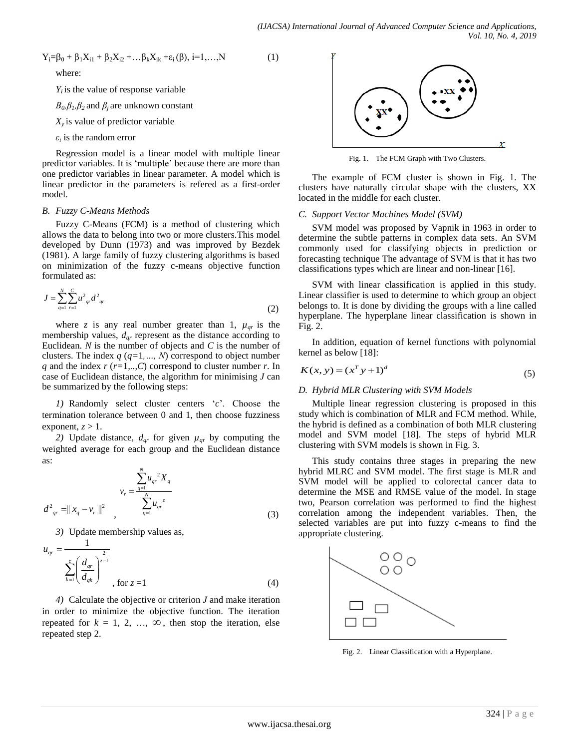$$Y_i=\beta_0 + \beta_1 X_{i1} + \beta_2 X_{i2} + \ldots \beta_k X_{ik} + \varepsilon_i(\beta),\ i=1,\ldots,N \quad (1)$$

where:

$Y_i$ is the value of response variable

$B_0, \beta_1, \beta_2$ and $\beta_j$ are unknown constant

$X_y$ is value of predictor variable

$\varepsilon_i$ is the random error

Regression model is a linear model with multiple linear predictor variables. It is 'multiple' because there are more than one predictor variables in linear parameter. A model which is linear predictor in the parameters is refered as a first-order model.

### B. Fuzzy C-Means Methods

Fuzzy C-Means (FCM) is a method of clustering which allows the data to belong into two or more clusters.This model developed by Dunn (1973) and was improved by Bezdek (1981). A large family of fuzzy clustering algorithms is based on minimization of the fuzzy c-means objective function formulated as:

$$J = \sum_{q=1}^{N} \sum_{r=1}^{C} u^2_{qr} d^2_{qr} \quad (2)$$

where $z$ is any real number greater than 1, $\mu_{qr}$ is the membership values, $d_{qr}$ represent as the distance according to Euclidean. $N$ is the number of objects and $C$ is the number of clusters. The index $q$ ($q=1,\ldots, N$) correspond to object number $q$ and the index $r$ ($r=1,..,C$) correspond to cluster number $r$. In case of Euclidean distance, the algorithm for minimising $J$ can be summarized by the following steps:

*1)* Randomly select cluster centers '$c$'. Choose the termination tolerance between 0 and 1, then choose fuzziness exponent, $z > 1$.

*2)* Update distance, $d_{qr}$ for given $\mu_{qr}$ by computing the weighted average for each group and the Euclidean distance as:

$$d^2_{qr} = \| x_q - v_r \|^2, \quad v_r = \frac{\sum_{q=1}^{N} u_{qr}{}^2 X_q}{\sum_{q=1}^{N} u_{qr}{}^z} \quad (3)$$

*3)* Update membership values as,

$$u_{qr} = \frac{1}{\sum_{k=1}^{c} \left( \frac{d_{qr}}{d_{qk}} \right)^{\frac{2}{z-1}}}, \text{ for } z = 1 \quad (4)$$

*4)* Calculate the objective or criterion $J$ and make iteration in order to minimize the objective function. The iteration repeated for $k = 1, 2, \ldots, \infty$, then stop the iteration, else repeated step 2.

Fig. 1. The FCM Graph with Two Clusters.

The example of FCM cluster is shown in Fig. 1. The clusters have naturally circular shape with the clusters, XX located in the middle for each cluster.

### C. Support Vector Machines Model (SVM)

SVM model was proposed by Vapnik in 1963 in order to determine the subtle patterns in complex data sets. An SVM commonly used for classifying objects in prediction or forecasting technique The advantage of SVM is that it has two classifications types which are linear and non-linear [16].

SVM with linear classification is applied in this study. Linear classifier is used to determine to which group an object belongs to. It is done by dividing the groups with a line called hyperplane. The hyperplane linear classification is shown in Fig. 2.

In addition, equation of kernel functions with polynomial kernel as below [18]:

$$K(x, y) = (x^T y + 1)^d \quad (5)$$

### D. Hybrid MLR Clustering with SVM Models

Multiple linear regression clustering is proposed in this study which is combination of MLR and FCM method. While, the hybrid is defined as a combination of both MLR clustering model and SVM model [18]. The steps of hybrid MLR clustering with SVM models is shown in Fig. 3.

This study contains three stages in preparing the new hybrid MLRC and SVM model. The first stage is MLR and SVM model will be applied to colorectal cancer data to determine the MSE and RMSE value of the model. In stage two, Pearson correlation was performed to find the highest correlation among the independent variables. Then, the selected variables are put into fuzzy c-means to find the appropriate clustering.

Fig. 2. Linear Classification with a Hyperplane.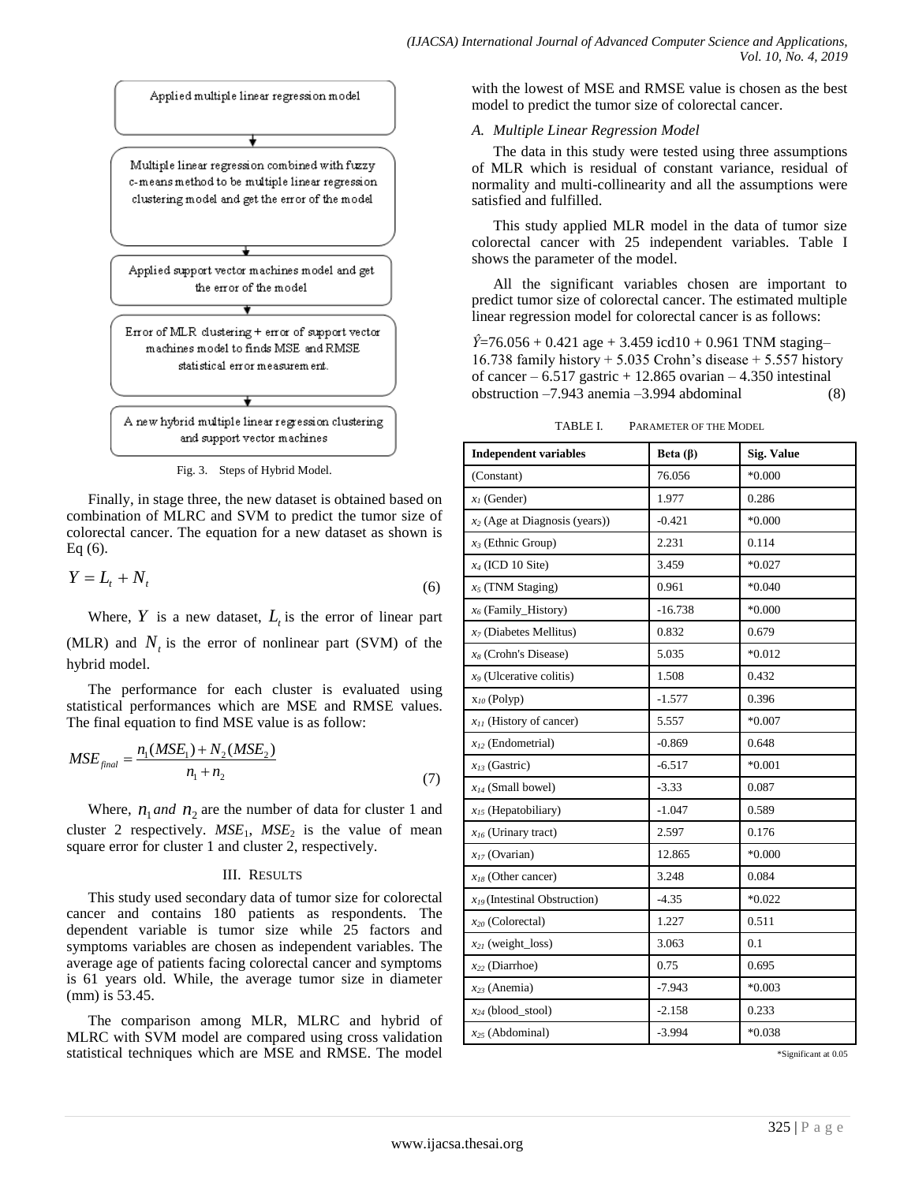Applied multiple linear regression model

↓

Multiple linear regression combined with fuzzy c-means method to be multiple linear regression clustering model and get the error of the model

↓

Applied support vector machines model and get the error of the model

↓

Error of MLR clustering + error of support vector machines model to finds MSE and RMSE statistical error measurement.

↓

A new hybrid multiple linear regression clustering and support vector machines

Fig. 3. Steps of Hybrid Model.

Finally, in stage three, the new dataset is obtained based on combination of MLRC and SVM to predict the tumor size of colorectal cancer. The equation for a new dataset as shown is Eq (6).

$$Y = L_t + N_t \tag{6}$$

Where, $Y$ is a new dataset, $L_t$ is the error of linear part (MLR) and $N_t$ is the error of nonlinear part (SVM) of the hybrid model.

The performance for each cluster is evaluated using statistical performances which are MSE and RMSE values. The final equation to find MSE value is as follow:

$$MSE_{final} = \frac{n_1(MSE_1) + N_2(MSE_2)}{n_1 + n_2} \tag{7}$$

Where, $n_1$ *and* $n_2$ are the number of data for cluster 1 and cluster 2 respectively. $MSE_1$, $MSE_2$ is the value of mean square error for cluster 1 and cluster 2, respectively.

## III. Results

This study used secondary data of tumor size for colorectal cancer and contains 180 patients as respondents. The dependent variable is tumor size while 25 factors and symptoms variables are chosen as independent variables. The average age of patients facing colorectal cancer and symptoms is 61 years old. While, the average tumor size in diameter (mm) is 53.45.

The comparison among MLR, MLRC and hybrid of MLRC with SVM model are compared using cross validation statistical techniques which are MSE and RMSE. The model with the lowest of MSE and RMSE value is chosen as the best model to predict the tumor size of colorectal cancer.

### A. Multiple Linear Regression Model

The data in this study were tested using three assumptions of MLR which is residual of constant variance, residual of normality and multi-collinearity and all the assumptions were satisfied and fulfilled.

This study applied MLR model in the data of tumor size colorectal cancer with 25 independent variables. Table I shows the parameter of the model.

All the significant variables chosen are important to predict tumor size of colorectal cancer. The estimated multiple linear regression model for colorectal cancer is as follows:

$$\hat{Y} = 76.056 + 0.421 \text{ age} + 3.459 \text{ icd10} + 0.961 \text{ TNM staging} - 16.738 \text{ family history} + 5.035 \text{ Crohn's disease} + 5.557 \text{ history of cancer} - 6.517 \text{ gastric} + 12.865 \text{ ovarian} - 4.350 \text{ intestinal obstruction} - 7.943 \text{ anemia} - 3.994 \text{ abdominal} \tag{8}$$

TABLE I. PARAMETER OF THE MODEL

| Independent variables | Beta (β) | Sig. Value |
|---|---|---|
| (Constant) | 76.056 | *0.000 |
| $x_1$ (Gender) | 1.977 | 0.286 |
| $x_2$ (Age at Diagnosis (years)) | -0.421 | *0.000 |
| $x_3$ (Ethnic Group) | 2.231 | 0.114 |
| $x_4$ (ICD 10 Site) | 3.459 | *0.027 |
| $x_5$ (TNM Staging) | 0.961 | *0.040 |
| $x_6$ (Family_History) | -16.738 | *0.000 |
| $x_7$ (Diabetes Mellitus) | 0.832 | 0.679 |
| $x_8$ (Crohn's Disease) | 5.035 | *0.012 |
| $x_9$ (Ulcerative colitis) | 1.508 | 0.432 |
| $x_{10}$ (Polyp) | -1.577 | 0.396 |
| $x_{11}$ (History of cancer) | 5.557 | *0.007 |
| $x_{12}$ (Endometrial) | -0.869 | 0.648 |
| $x_{13}$ (Gastric) | -6.517 | *0.001 |
| $x_{14}$ (Small bowel) | -3.33 | 0.087 |
| $x_{15}$ (Hepatobiliary) | -1.047 | 0.589 |
| $x_{16}$ (Urinary tract) | 2.597 | 0.176 |
| $x_{17}$ (Ovarian) | 12.865 | *0.000 |
| $x_{18}$ (Other cancer) | 3.248 | 0.084 |
| $x_{19}$ (Intestinal Obstruction) | -4.35 | *0.022 |
| $x_{20}$ (Colorectal) | 1.227 | 0.511 |
| $x_{21}$ (weight_loss) | 3.063 | 0.1 |
| $x_{22}$ (Diarrhoe) | 0.75 | 0.695 |
| $x_{23}$ (Anemia) | -7.943 | *0.003 |
| $x_{24}$ (blood_stool) | -2.158 | 0.233 |
| $x_{25}$ (Abdominal) | -3.994 | *0.038 |

*Significant at 0.05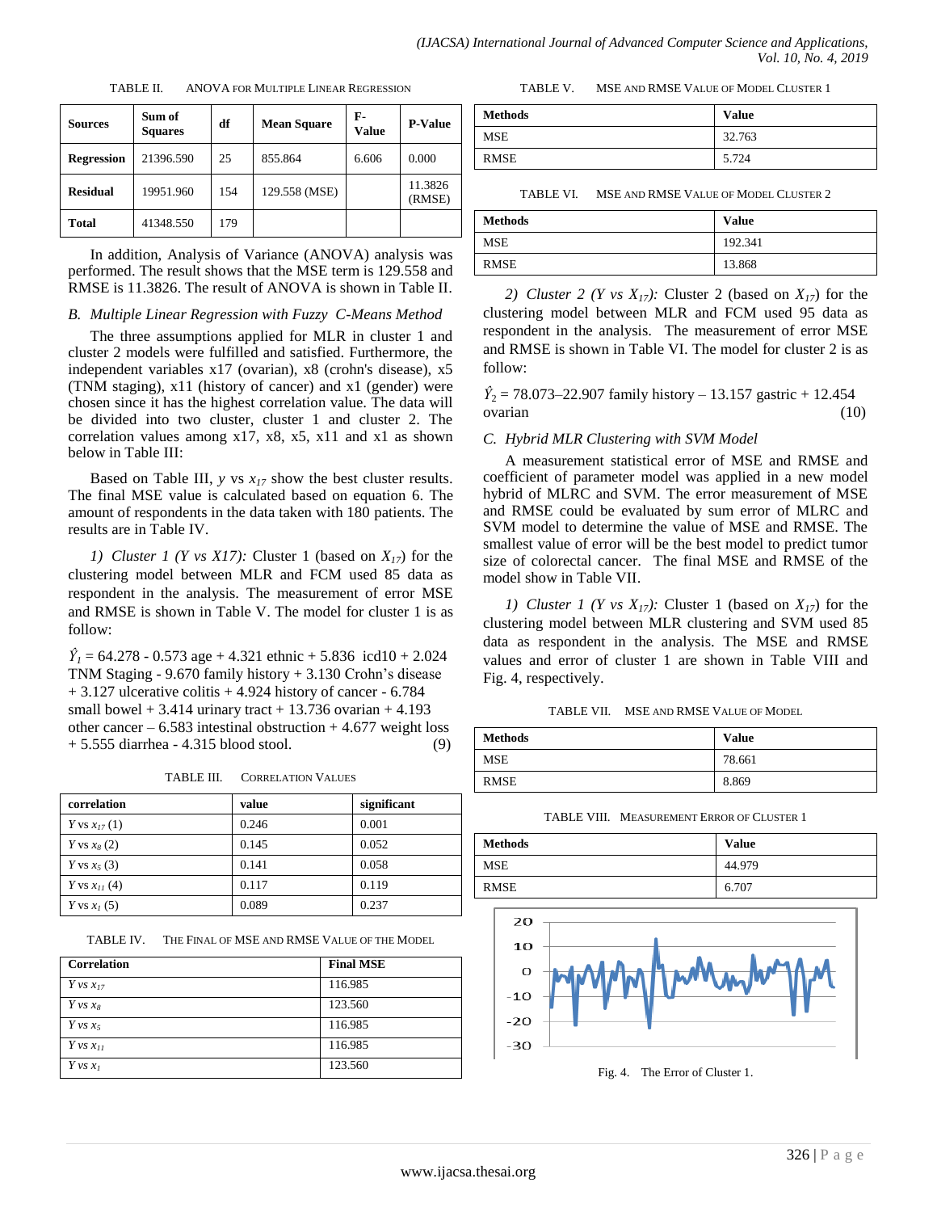TABLE II. ANOVA FOR MULTIPLE LINEAR REGRESSION

| Sources | Sum of Squares | df | Mean Square | F-Value | P-Value |
|---|---|---|---|---|---|
| **Regression** | 21396.590 | 25 | 855.864 | 6.606 | 0.000 |
| **Residual** | 19951.960 | 154 | 129.558 (MSE) | | 11.3826 (RMSE) |
| **Total** | 41348.550 | 179 | | | |

In addition, Analysis of Variance (ANOVA) analysis was performed. The result shows that the MSE term is 129.558 and RMSE is 11.3826. The result of ANOVA is shown in Table II.

### B. Multiple Linear Regression with Fuzzy C-Means Method

The three assumptions applied for MLR in cluster 1 and cluster 2 models were fulfilled and satisfied. Furthermore, the independent variables x17 (ovarian), x8 (crohn's disease), x5 (TNM staging), x11 (history of cancer) and x1 (gender) were chosen since it has the highest correlation value. The data will be divided into two cluster, cluster 1 and cluster 2. The correlation values among x17, x8, x5, x11 and x1 as shown below in Table III:

Based on Table III, $y$ vs $x_{17}$ show the best cluster results. The final MSE value is calculated based on equation 6. The amount of respondents in the data taken with 180 patients. The results are in Table IV.

*1) Cluster 1 (Y vs X17):* Cluster 1 (based on $X_{17}$) for the clustering model between MLR and FCM used 85 data as respondent in the analysis. The measurement of error MSE and RMSE is shown in Table V. The model for cluster 1 is as follow:

$$\hat{Y}_1 = 64.278 - 0.573 \text{ age} + 4.321 \text{ ethnic} + 5.836 \text{ icd10} + 2.024 \text{ TNM Staging} - 9.670 \text{ family history} + 3.130 \text{ Crohn's disease} + 3.127 \text{ ulcerative colitis} + 4.924 \text{ history of cancer} - 6.784 \text{ small bowel} + 3.414 \text{ urinary tract} + 13.736 \text{ ovarian} + 4.193 \text{ other cancer} - 6.583 \text{ intestinal obstruction} + 4.677 \text{ weight loss} + 5.555 \text{ diarrhea} - 4.315 \text{ blood stool.} \quad (9)$$

TABLE III. CORRELATION VALUES

| correlation | value | significant |
|---|---|---|
| $Y$ vs $x_{17}$ (1) | 0.246 | 0.001 |
| $Y$ vs $x_8$ (2) | 0.145 | 0.052 |
| $Y$ vs $x_5$ (3) | 0.141 | 0.058 |
| $Y$ vs $x_{11}$ (4) | 0.117 | 0.119 |
| $Y$ vs $x_1$ (5) | 0.089 | 0.237 |

TABLE IV. THE FINAL OF MSE AND RMSE VALUE OF THE MODEL

| Correlation | Final MSE |
|---|---|
| $Y$ vs $x_{17}$ | 116.985 |
| $Y$ vs $x_8$ | 123.560 |
| $Y$ vs $x_5$ | 116.985 |
| $Y$ vs $x_{11}$ | 116.985 |
| $Y$ vs $x_1$ | 123.560 |

TABLE V. MSE AND RMSE VALUE OF MODEL CLUSTER 1

| Methods | Value |
|---|---|
| MSE | 32.763 |
| RMSE | 5.724 |

TABLE VI. MSE AND RMSE VALUE OF MODEL CLUSTER 2

| Methods | Value |
|---|---|
| MSE | 192.341 |
| RMSE | 13.868 |

*2) Cluster 2 (Y vs $X_{17}$):* Cluster 2 (based on $X_{17}$) for the clustering model between MLR and FCM used 95 data as respondent in the analysis. The measurement of error MSE and RMSE is shown in Table VI. The model for cluster 2 is as follow:

$$\hat{Y}_2 = 78.073 – 22.907 \text{ family history} – 13.157 \text{ gastric} + 12.454 \text{ ovarian} \quad (10)$$

### C. Hybrid MLR Clustering with SVM Model

A measurement statistical error of MSE and RMSE and coefficient of parameter model was applied in a new model hybrid of MLRC and SVM. The error measurement of MSE and RMSE could be evaluated by sum error of MLRC and SVM model to determine the value of MSE and RMSE. The smallest value of error will be the best model to predict tumor size of colorectal cancer. The final MSE and RMSE of the model show in Table VII.

*1) Cluster 1 (Y vs $X_{17}$):* Cluster 1 (based on $X_{17}$) for the clustering model between MLR clustering and SVM used 85 data as respondent in the analysis. The MSE and RMSE values and error of cluster 1 are shown in Table VIII and Fig. 4, respectively.

TABLE VII. MSE AND RMSE VALUE OF MODEL

| Methods | Value |
|---|---|
| MSE | 78.661 |
| RMSE | 8.869 |

TABLE VIII. MEASUREMENT ERROR OF CLUSTER 1

| Methods | Value |
|---|---|
| MSE | 44.979 |
| RMSE | 6.707 |

Fig. 4. The Error of Cluster 1.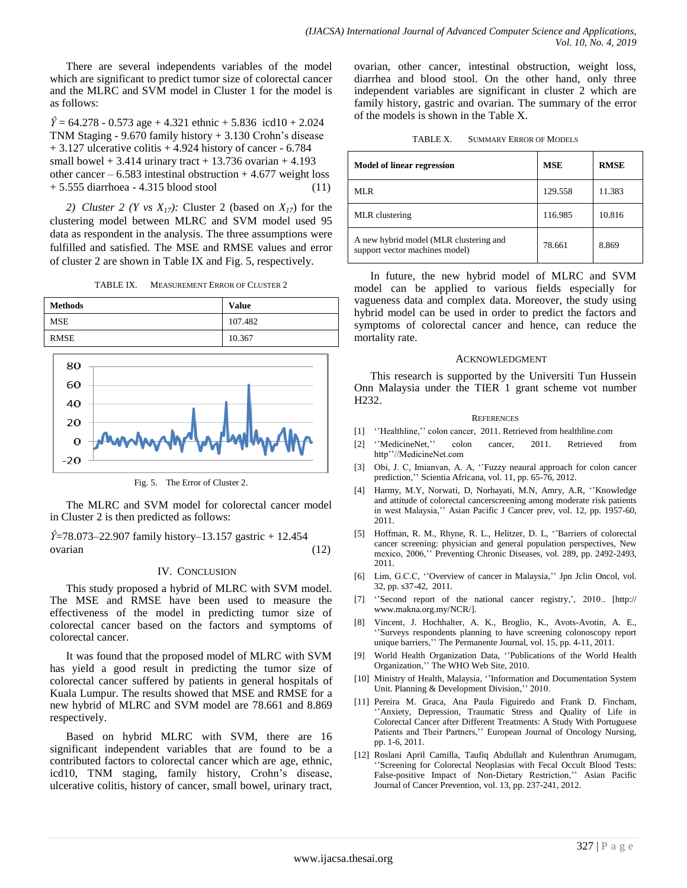There are several independents variables of the model which are significant to predict tumor size of colorectal cancer and the MLRC and SVM model in Cluster 1 for the model is as follows:

$$\hat{Y} = 64.278 - 0.573 \text{ age} + 4.321 \text{ ethnic} + 5.836 \text{ icd10} + 2.024 \text{ TNM Staging} - 9.670 \text{ family history} + 3.130 \text{ Crohn's disease} + 3.127 \text{ ulcerative colitis} + 4.924 \text{ history of cancer} - 6.784 \text{ small bowel} + 3.414 \text{ urinary tract} + 13.736 \text{ ovarian} + 4.193 \text{ other cancer} - 6.583 \text{ intestinal obstruction} + 4.677 \text{ weight loss} + 5.555 \text{ diarrhoea} - 4.315 \text{ blood stool} \quad (11)$$

*2) Cluster 2 (Y vs $X_{17}$):* Cluster 2 (based on $X_{17}$) for the clustering model between MLRC and SVM model used 95 data as respondent in the analysis. The three assumptions were fulfilled and satisfied. The MSE and RMSE values and error of cluster 2 are shown in Table IX and Fig. 5, respectively.

TABLE IX. MEASUREMENT ERROR OF CLUSTER 2

| Methods | Value |
|---|---|
| MSE | 107.482 |
| RMSE | 10.367 |

Fig. 5. The Error of Cluster 2.

The MLRC and SVM model for colorectal cancer model in Cluster 2 is then predicted as follows:

$$\hat{Y} = 78.073 - 22.907 \text{ family history} - 13.157 \text{ gastric} + 12.454 \text{ ovarian} \quad (12)$$

## IV. CONCLUSION

This study proposed a hybrid of MLRC with SVM model. The MSE and RMSE have been used to measure the effectiveness of the model in predicting tumor size of colorectal cancer based on the factors and symptoms of colorectal cancer.

It was found that the proposed model of MLRC with SVM has yield a good result in predicting the tumor size of colorectal cancer suffered by patients in general hospitals of Kuala Lumpur. The results showed that MSE and RMSE for a new hybrid of MLRC and SVM model are 78.661 and 8.869 respectively.

Based on hybrid MLRC with SVM, there are 16 significant independent variables that are found to be a contributed factors to colorectal cancer which are age, ethnic, icd10, TNM staging, family history, Crohn's disease, ulcerative colitis, history of cancer, small bowel, urinary tract, ovarian, other cancer, intestinal obstruction, weight loss, diarrhea and blood stool. On the other hand, only three independent variables are significant in cluster 2 which are family history, gastric and ovarian. The summary of the error of the models is shown in the Table X.

TABLE X. SUMMARY ERROR OF MODELS

| Model of linear regression | MSE | RMSE |
|---|---|---|
| MLR | 129.558 | 11.383 |
| MLR clustering | 116.985 | 10.816 |
| A new hybrid model (MLR clustering and support vector machines model) | 78.661 | 8.869 |

In future, the new hybrid model of MLRC and SVM model can be applied to various fields especially for vagueness data and complex data. Moreover, the study using hybrid model can be used in order to predict the factors and symptoms of colorectal cancer and hence, can reduce the mortality rate.

## ACKNOWLEDGMENT

This research is supported by the Universiti Tun Hussein Onn Malaysia under the TIER 1 grant scheme vot number H232.

## REFERENCES

[1] ''Healthline,'' colon cancer, 2011. Retrieved from healthline.com

[2] ''MedicineNet,'' colon cancer, 2011. Retrieved from http''//MedicineNet.com

[3] Obi, J. C, Imianvan, A. A, ''Fuzzy neaural approach for colon cancer prediction,'' Scientia Africana, vol. 11, pp. 65-76, 2012.

[4] Harmy, M.Y, Norwati, D, Norhayati, M.N, Amry, A.R, ''Knowledge and attitude of colorectal cancerscreening among moderate risk patients in west Malaysia,'' Asian Pacific J Cancer prev, vol. 12, pp. 1957-60, 2011.

[5] Hoffman, R. M., Rhyne, R. L., Helitzer, D. L, ''Barriers of colorectal cancer screening: physician and general population perspectives, New mexico, 2006,'' Preventing Chronic Diseases, vol. 289, pp. 2492-2493, 2011.

[6] Lim, G.C.C, ''Overview of cancer in Malaysia,'' Jpn Jclin Oncol, vol. 32, pp. s37-42, 2011.

[7] ''Second report of the national cancer registry,', 2010.. [http:// www.makna.org.my/NCR/].

[8] Vincent, J. Hochhalter, A. K., Broglio, K., Avots-Avotin, A. E., ''Surveys respondents planning to have screening colonoscopy report unique barriers,'' The Permanente Journal, vol. 15, pp. 4-11, 2011.

[9] World Health Organization Data, ''Publications of the World Health Organization,'' The WHO Web Site, 2010.

[10] Ministry of Health, Malaysia, ''Information and Documentation System Unit. Planning & Development Division,'' 2010.

[11] Pereira M. Graca, Ana Paula Figuiredo and Frank D. Fincham, ''Anxiety, Depression, Traumatic Stress and Quality of Life in Colorectal Cancer after Different Treatments: A Study With Portuguese Patients and Their Partners,'' European Journal of Oncology Nursing, pp. 1-6, 2011.

[12] Roslani April Camilla, Taufiq Abdullah and Kulenthran Arumugam, ''Screening for Colorectal Neoplasias with Fecal Occult Blood Tests: False-positive Impact of Non-Dietary Restriction,'' Asian Pacific Journal of Cancer Prevention, vol. 13, pp. 237-241, 2012.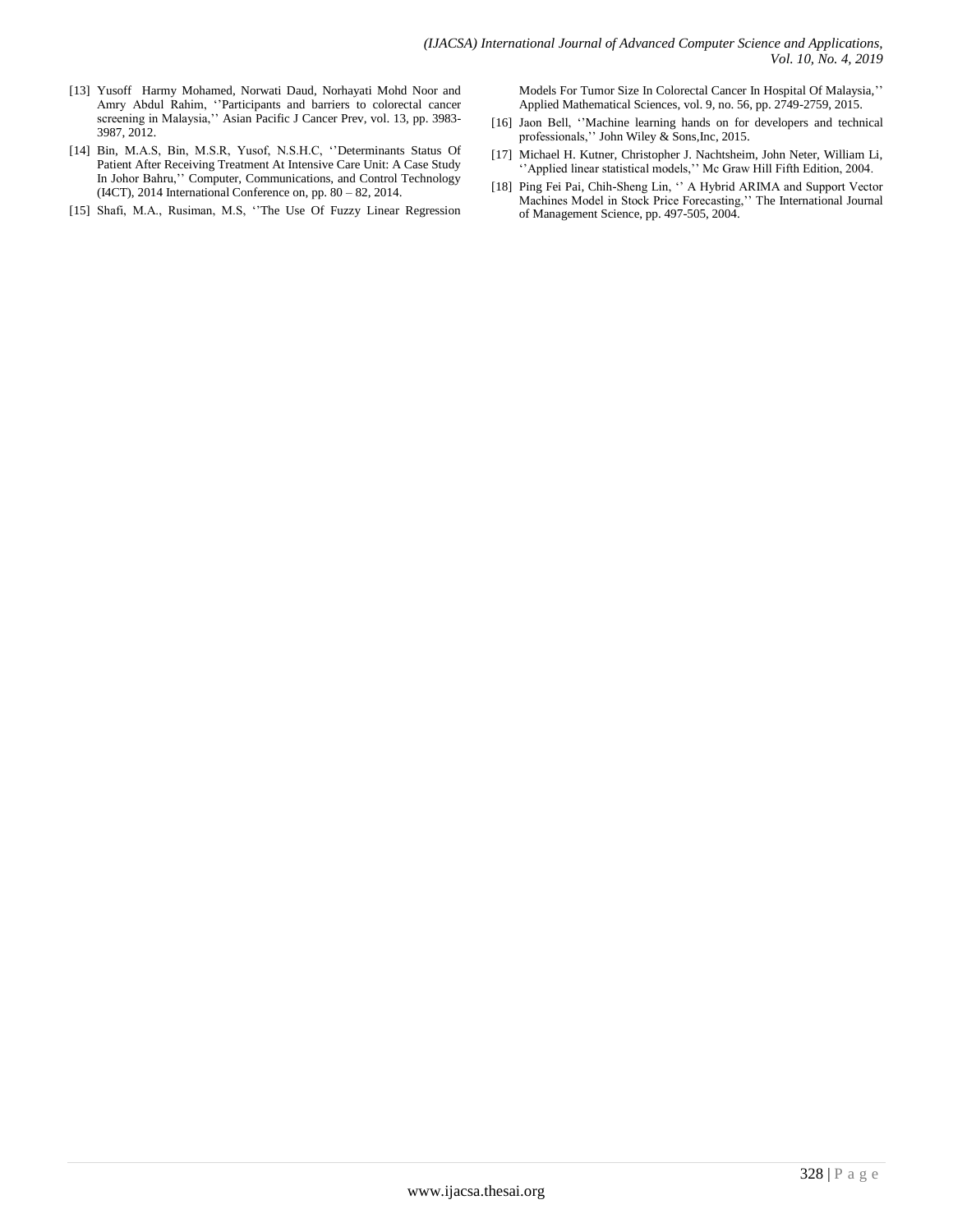[13] Yusoff Harmy Mohamed, Norwati Daud, Norhayati Mohd Noor and Amry Abdul Rahim, ''Participants and barriers to colorectal cancer screening in Malaysia,'' Asian Pacific J Cancer Prev, vol. 13, pp. 3983-3987, 2012.

[14] Bin, M.A.S, Bin, M.S.R, Yusof, N.S.H.C, ''Determinants Status Of Patient After Receiving Treatment At Intensive Care Unit: A Case Study In Johor Bahru,'' Computer, Communications, and Control Technology (I4CT), 2014 International Conference on, pp. 80 – 82, 2014.

[15] Shafi, M.A., Rusiman, M.S, ''The Use Of Fuzzy Linear Regression Models For Tumor Size In Colorectal Cancer In Hospital Of Malaysia,'' Applied Mathematical Sciences, vol. 9, no. 56, pp. 2749-2759, 2015.

[16] Jaon Bell, ''Machine learning hands on for developers and technical professionals,'' John Wiley & Sons,Inc, 2015.

[17] Michael H. Kutner, Christopher J. Nachtsheim, John Neter, William Li, ''Applied linear statistical models,'' Mc Graw Hill Fifth Edition, 2004.

[18] Ping Fei Pai, Chih-Sheng Lin, '' A Hybrid ARIMA and Support Vector Machines Model in Stock Price Forecasting,'' The International Journal of Management Science, pp. 497-505, 2004.